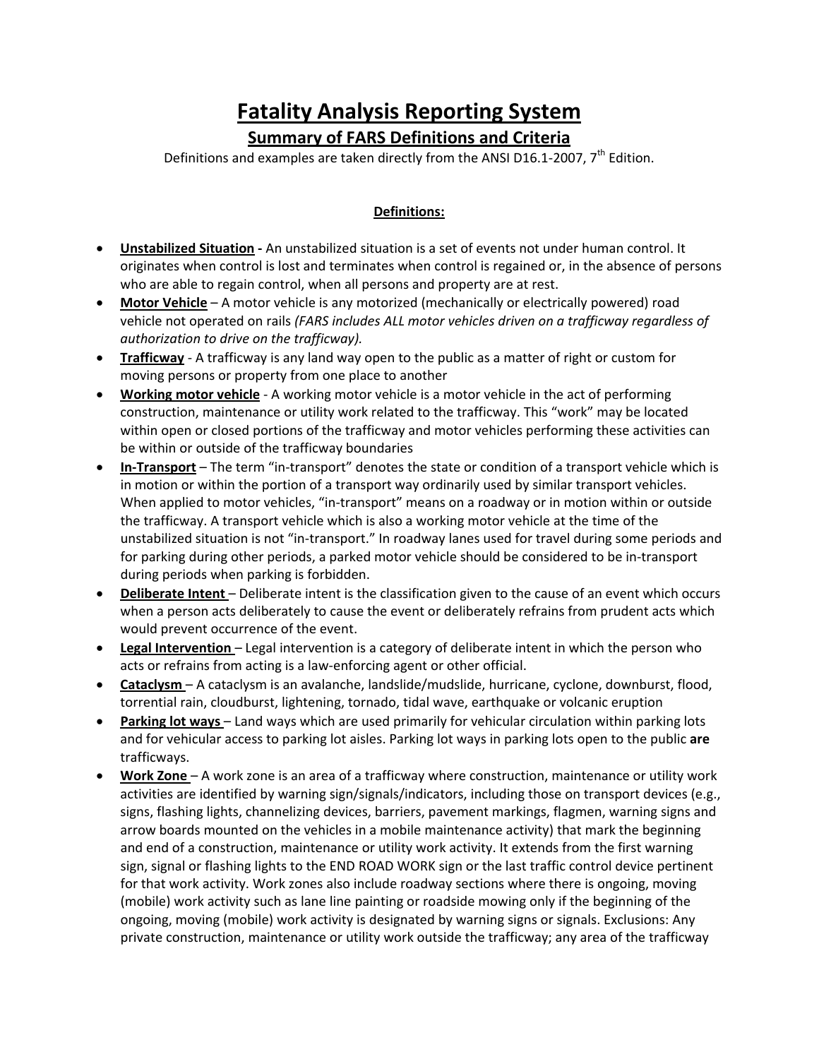# Fatality Analysis Reporting System

## Summary of FARS Definitions and Criteria

Definitions and examples are taken directly from the ANSI D16.1-2007, 7th Edition.

### Definitions:

- **Unstabilized Situation -** An unstabilized situation is a set of events not under human control. It originates when control is lost and terminates when control is regained or, in the absence of persons who are able to regain control, when all persons and property are at rest.
- **Motor Vehicle** – A motor vehicle is any motorized (mechanically or electrically powered) road vehicle not operated on rails *(FARS includes ALL motor vehicles driven on a trafficway regardless of authorization to drive on the trafficway).*
- **Trafficway** - A trafficway is any land way open to the public as a matter of right or custom for moving persons or property from one place to another
- **Working motor vehicle** - A working motor vehicle is a motor vehicle in the act of performing construction, maintenance or utility work related to the trafficway. This "work" may be located within open or closed portions of the trafficway and motor vehicles performing these activities can be within or outside of the trafficway boundaries
- **In-Transport** – The term "in-transport" denotes the state or condition of a transport vehicle which is in motion or within the portion of a transport way ordinarily used by similar transport vehicles. When applied to motor vehicles, "in-transport" means on a roadway or in motion within or outside the trafficway. A transport vehicle which is also a working motor vehicle at the time of the unstabilized situation is not "in-transport." In roadway lanes used for travel during some periods and for parking during other periods, a parked motor vehicle should be considered to be in-transport during periods when parking is forbidden.
- **Deliberate Intent** – Deliberate intent is the classification given to the cause of an event which occurs when a person acts deliberately to cause the event or deliberately refrains from prudent acts which would prevent occurrence of the event.
- **Legal Intervention** – Legal intervention is a category of deliberate intent in which the person who acts or refrains from acting is a law-enforcing agent or other official.
- **Cataclysm** – A cataclysm is an avalanche, landslide/mudslide, hurricane, cyclone, downburst, flood, torrential rain, cloudburst, lightening, tornado, tidal wave, earthquake or volcanic eruption
- **Parking lot ways** – Land ways which are used primarily for vehicular circulation within parking lots and for vehicular access to parking lot aisles. Parking lot ways in parking lots open to the public **are** trafficways.
- **Work Zone** – A work zone is an area of a trafficway where construction, maintenance or utility work activities are identified by warning sign/signals/indicators, including those on transport devices (e.g., signs, flashing lights, channelizing devices, barriers, pavement markings, flagmen, warning signs and arrow boards mounted on the vehicles in a mobile maintenance activity) that mark the beginning and end of a construction, maintenance or utility work activity. It extends from the first warning sign, signal or flashing lights to the END ROAD WORK sign or the last traffic control device pertinent for that work activity. Work zones also include roadway sections where there is ongoing, moving (mobile) work activity such as lane line painting or roadside mowing only if the beginning of the ongoing, moving (mobile) work activity is designated by warning signs or signals. Exclusions: Any private construction, maintenance or utility work outside the trafficway; any area of the trafficway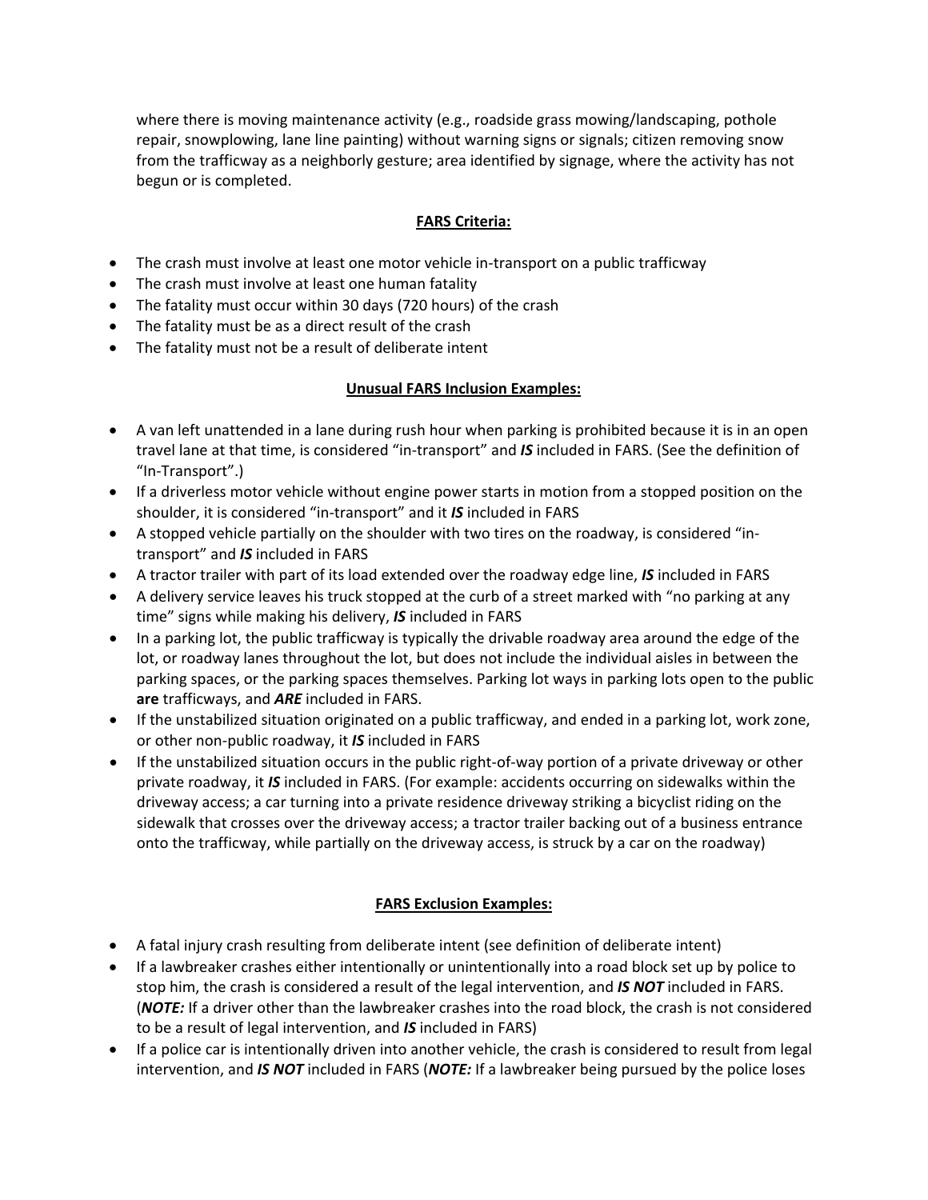where there is moving maintenance activity (e.g., roadside grass mowing/landscaping, pothole repair, snowplowing, lane line painting) without warning signs or signals; citizen removing snow from the trafficway as a neighborly gesture; area identified by signage, where the activity has not begun or is completed.

**FARS Criteria:**

- The crash must involve at least one motor vehicle in-transport on a public trafficway
- The crash must involve at least one human fatality
- The fatality must occur within 30 days (720 hours) of the crash
- The fatality must be as a direct result of the crash
- The fatality must not be a result of deliberate intent

**Unusual FARS Inclusion Examples:**

- A van left unattended in a lane during rush hour when parking is prohibited because it is in an open travel lane at that time, is considered "in-transport" and ***IS*** included in FARS. (See the definition of "In-Transport".)
- If a driverless motor vehicle without engine power starts in motion from a stopped position on the shoulder, it is considered "in-transport" and it ***IS*** included in FARS
- A stopped vehicle partially on the shoulder with two tires on the roadway, is considered "in-transport" and ***IS*** included in FARS
- A tractor trailer with part of its load extended over the roadway edge line, ***IS*** included in FARS
- A delivery service leaves his truck stopped at the curb of a street marked with "no parking at any time" signs while making his delivery, ***IS*** included in FARS
- In a parking lot, the public trafficway is typically the drivable roadway area around the edge of the lot, or roadway lanes throughout the lot, but does not include the individual aisles in between the parking spaces, or the parking spaces themselves. Parking lot ways in parking lots open to the public **are** trafficways, and ***ARE*** included in FARS.
- If the unstabilized situation originated on a public trafficway, and ended in a parking lot, work zone, or other non-public roadway, it ***IS*** included in FARS
- If the unstabilized situation occurs in the public right-of-way portion of a private driveway or other private roadway, it ***IS*** included in FARS. (For example: accidents occurring on sidewalks within the driveway access; a car turning into a private residence driveway striking a bicyclist riding on the sidewalk that crosses over the driveway access; a tractor trailer backing out of a business entrance onto the trafficway, while partially on the driveway access, is struck by a car on the roadway)

**FARS Exclusion Examples:**

- A fatal injury crash resulting from deliberate intent (see definition of deliberate intent)
- If a lawbreaker crashes either intentionally or unintentionally into a road block set up by police to stop him, the crash is considered a result of the legal intervention, and ***IS NOT*** included in FARS. (***NOTE:*** If a driver other than the lawbreaker crashes into the road block, the crash is not considered to be a result of legal intervention, and ***IS*** included in FARS)
- If a police car is intentionally driven into another vehicle, the crash is considered to result from legal intervention, and ***IS NOT*** included in FARS (***NOTE:*** If a lawbreaker being pursued by the police loses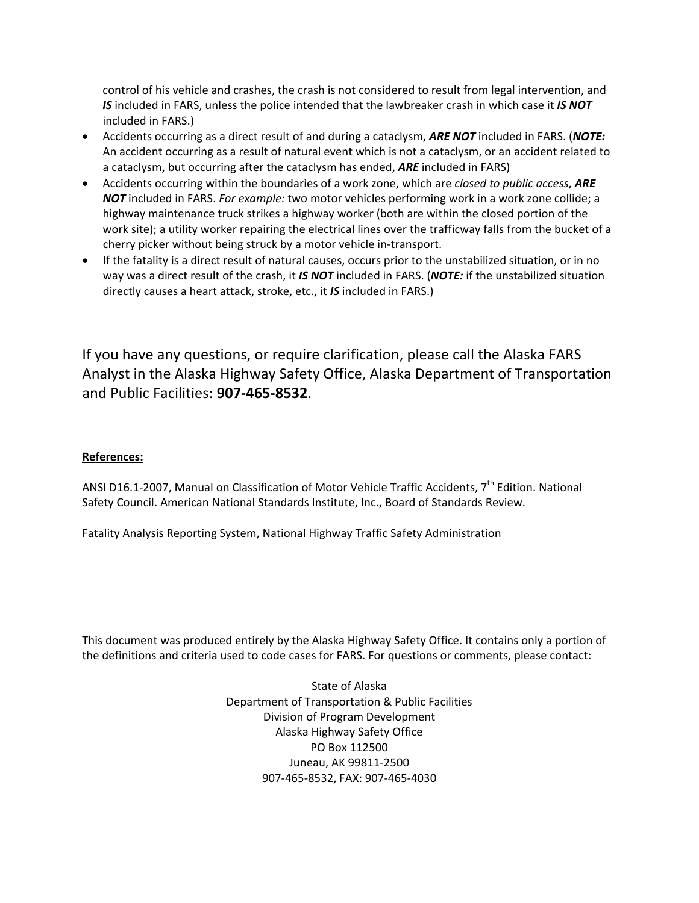control of his vehicle and crashes, the crash is not considered to result from legal intervention, and ***IS*** included in FARS, unless the police intended that the lawbreaker crash in which case it ***IS NOT*** included in FARS.)

- Accidents occurring as a direct result of and during a cataclysm, ***ARE NOT*** included in FARS. (***NOTE:*** An accident occurring as a result of natural event which is not a cataclysm, or an accident related to a cataclysm, but occurring after the cataclysm has ended, ***ARE*** included in FARS)
- Accidents occurring within the boundaries of a work zone, which are *closed to public access*, ***ARE NOT*** included in FARS. *For example:* two motor vehicles performing work in a work zone collide; a highway maintenance truck strikes a highway worker (both are within the closed portion of the work site); a utility worker repairing the electrical lines over the trafficway falls from the bucket of a cherry picker without being struck by a motor vehicle in-transport.
- If the fatality is a direct result of natural causes, occurs prior to the unstabilized situation, or in no way was a direct result of the crash, it ***IS NOT*** included in FARS. (***NOTE:*** if the unstabilized situation directly causes a heart attack, stroke, etc., it ***IS*** included in FARS.)

If you have any questions, or require clarification, please call the Alaska FARS Analyst in the Alaska Highway Safety Office, Alaska Department of Transportation and Public Facilities: **907-465-8532**.

**References:**

ANSI D16.1-2007, Manual on Classification of Motor Vehicle Traffic Accidents, 7th Edition. National Safety Council. American National Standards Institute, Inc., Board of Standards Review.

Fatality Analysis Reporting System, National Highway Traffic Safety Administration

This document was produced entirely by the Alaska Highway Safety Office. It contains only a portion of the definitions and criteria used to code cases for FARS. For questions or comments, please contact:

State of Alaska
Department of Transportation & Public Facilities
Division of Program Development
Alaska Highway Safety Office
PO Box 112500
Juneau, AK 99811-2500
907-465-8532, FAX: 907-465-4030